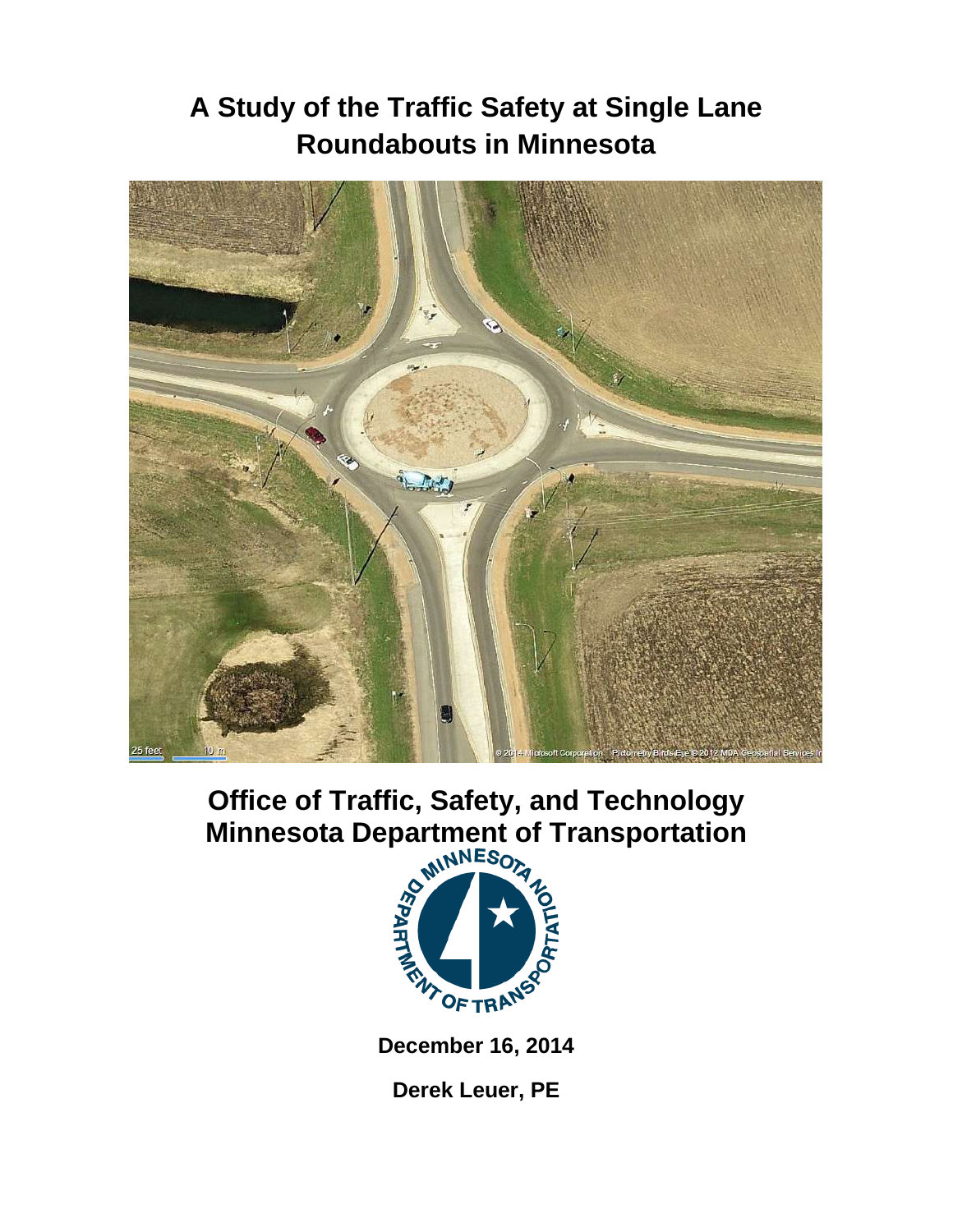# A Study of the Traffic Safety at Single Lane Roundabouts in Minnesota

## Office of Traffic, Safety, and Technology
## Minnesota Department of Transportation

**December 16, 2014**

**Derek Leuer, PE**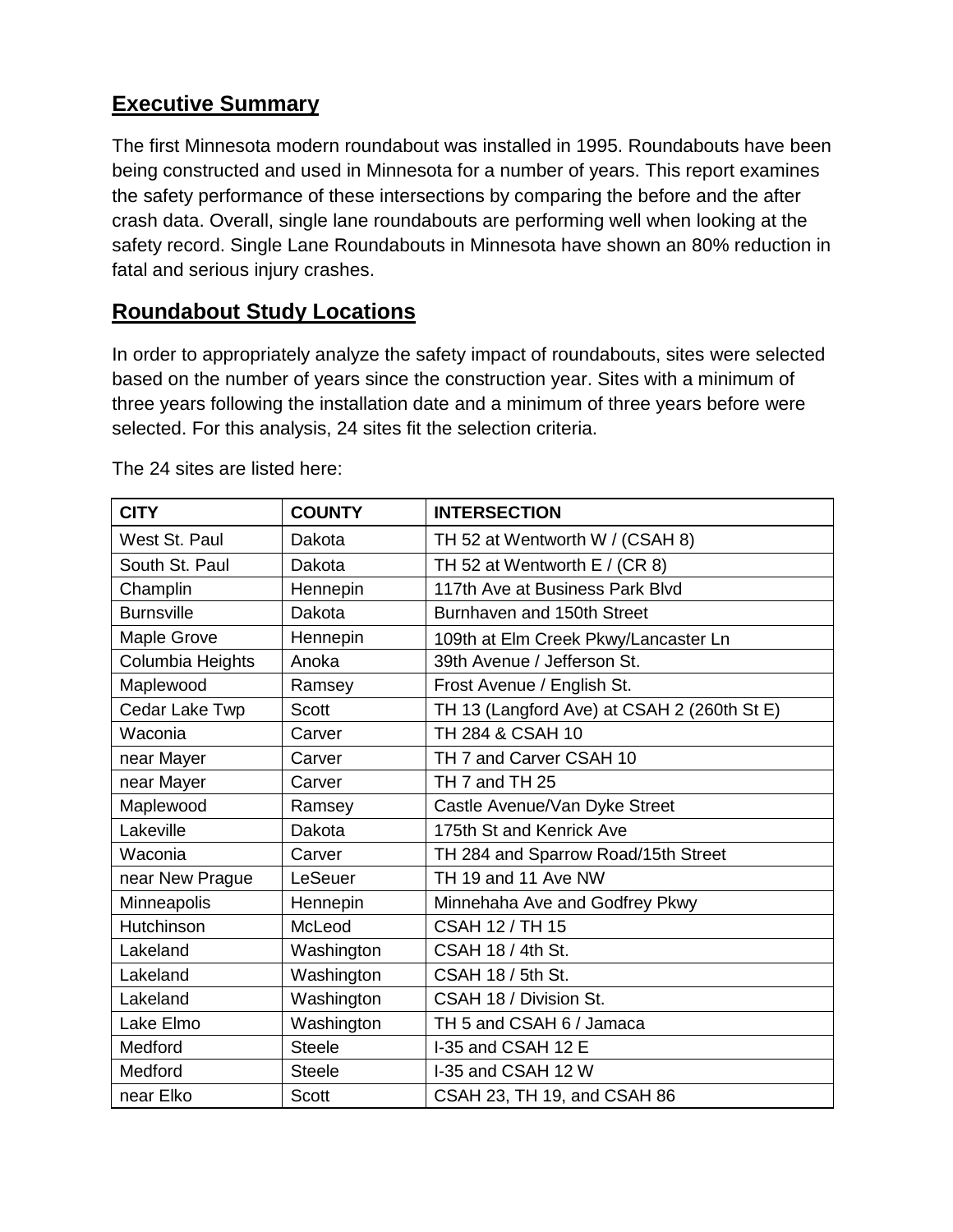## Executive Summary

The first Minnesota modern roundabout was installed in 1995. Roundabouts have been being constructed and used in Minnesota for a number of years. This report examines the safety performance of these intersections by comparing the before and the after crash data. Overall, single lane roundabouts are performing well when looking at the safety record. Single Lane Roundabouts in Minnesota have shown an 80% reduction in fatal and serious injury crashes.

## Roundabout Study Locations

In order to appropriately analyze the safety impact of roundabouts, sites were selected based on the number of years since the construction year. Sites with a minimum of three years following the installation date and a minimum of three years before were selected. For this analysis, 24 sites fit the selection criteria.

The 24 sites are listed here:

| CITY | COUNTY | INTERSECTION |
|---|---|---|
| West St. Paul | Dakota | TH 52 at Wentworth W / (CSAH 8) |
| South St. Paul | Dakota | TH 52 at Wentworth E / (CR 8) |
| Champlin | Hennepin | 117th Ave at Business Park Blvd |
| Burnsville | Dakota | Burnhaven and 150th Street |
| Maple Grove | Hennepin | 109th at Elm Creek Pkwy/Lancaster Ln |
| Columbia Heights | Anoka | 39th Avenue / Jefferson St. |
| Maplewood | Ramsey | Frost Avenue / English St. |
| Cedar Lake Twp | Scott | TH 13 (Langford Ave) at CSAH 2 (260th St E) |
| Waconia | Carver | TH 284 & CSAH 10 |
| near Mayer | Carver | TH 7 and Carver CSAH 10 |
| near Mayer | Carver | TH 7 and TH 25 |
| Maplewood | Ramsey | Castle Avenue/Van Dyke Street |
| Lakeville | Dakota | 175th St and Kenrick Ave |
| Waconia | Carver | TH 284 and Sparrow Road/15th Street |
| near New Prague | LeSeuer | TH 19 and 11 Ave NW |
| Minneapolis | Hennepin | Minnehaha Ave and Godfrey Pkwy |
| Hutchinson | McLeod | CSAH 12 / TH 15 |
| Lakeland | Washington | CSAH 18 / 4th St. |
| Lakeland | Washington | CSAH 18 / 5th St. |
| Lakeland | Washington | CSAH 18 / Division St. |
| Lake Elmo | Washington | TH 5 and CSAH 6 / Jamaca |
| Medford | Steele | I-35 and CSAH 12 E |
| Medford | Steele | I-35 and CSAH 12 W |
| near Elko | Scott | CSAH 23, TH 19, and CSAH 86 |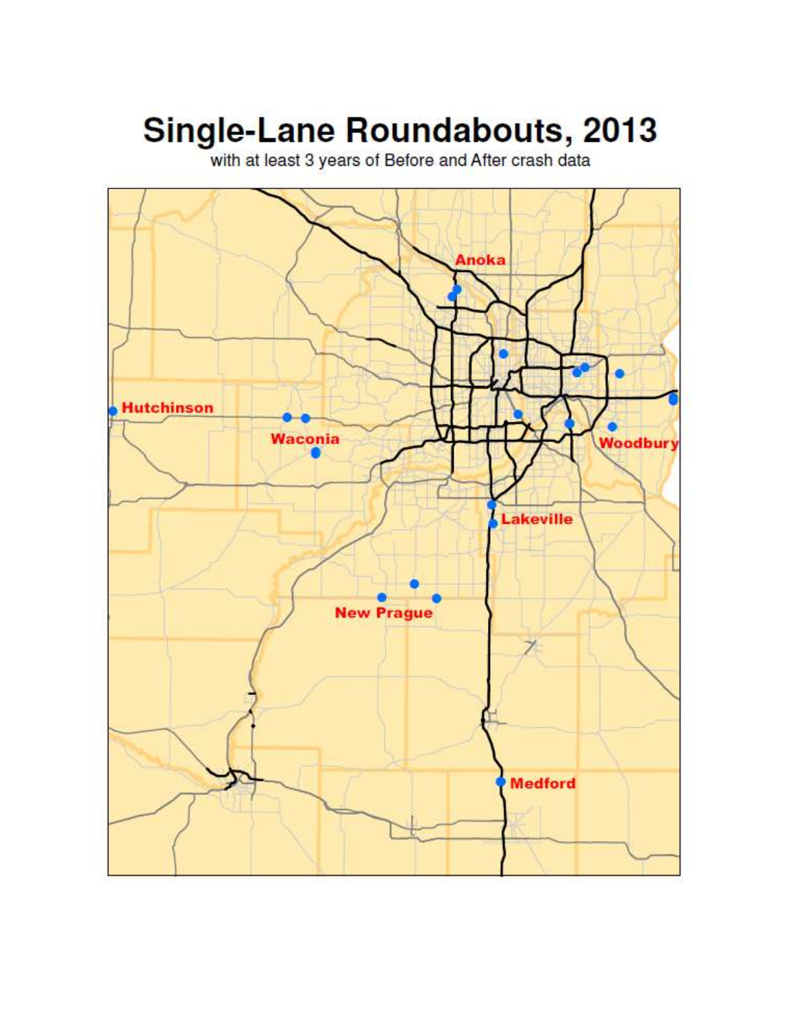# Single-Lane Roundabouts, 2013

with at least 3 years of Before and After crash data

Anoka

Hutchinson

Waconia

Woodbury

Lakeville

New Prague

Medford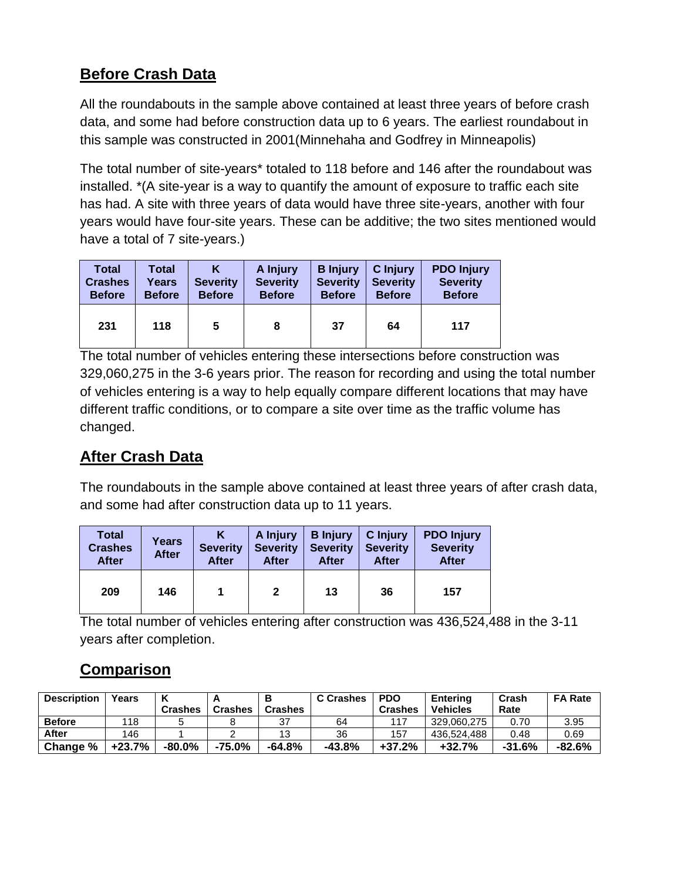## Before Crash Data

All the roundabouts in the sample above contained at least three years of before crash data, and some had before construction data up to 6 years. The earliest roundabout in this sample was constructed in 2001(Minnehaha and Godfrey in Minneapolis)

The total number of site-years* totaled to 118 before and 146 after the roundabout was installed. *(A site-year is a way to quantify the amount of exposure to traffic each site has had. A site with three years of data would have three site-years, another with four years would have four-site years. These can be additive; the two sites mentioned would have a total of 7 site-years.)

| Total Crashes Before | Total Years Before | K Severity Before | A Injury Severity Before | B Injury Severity Before | C Injury Severity Before | PDO Injury Severity Before |
|---|---|---|---|---|---|---|
| 231 | 118 | 5 | 8 | 37 | 64 | 117 |

The total number of vehicles entering these intersections before construction was 329,060,275 in the 3-6 years prior. The reason for recording and using the total number of vehicles entering is a way to help equally compare different locations that may have different traffic conditions, or to compare a site over time as the traffic volume has changed.

## After Crash Data

The roundabouts in the sample above contained at least three years of after crash data, and some had after construction data up to 11 years.

| Total Crashes After | Years After | K Severity After | A Injury Severity After | B Injury Severity After | C Injury Severity After | PDO Injury Severity After |
|---|---|---|---|---|---|---|
| 209 | 146 | 1 | 2 | 13 | 36 | 157 |

The total number of vehicles entering after construction was 436,524,488 in the 3-11 years after completion.

## Comparison

| Description | Years | K Crashes | A Crashes | B Crashes | C Crashes | PDO Crashes | Entering Vehicles | Crash Rate | FA Rate |
|---|---|---|---|---|---|---|---|---|---|
| **Before** | 118 | 5 | 8 | 37 | 64 | 117 | 329,060,275 | 0.70 | 3.95 |
| **After** | 146 | 1 | 2 | 13 | 36 | 157 | 436,524,488 | 0.48 | 0.69 |
| **Change %** | **+23.7%** | **-80.0%** | **-75.0%** | **-64.8%** | **-43.8%** | **+37.2%** | **+32.7%** | **-31.6%** | **-82.6%** |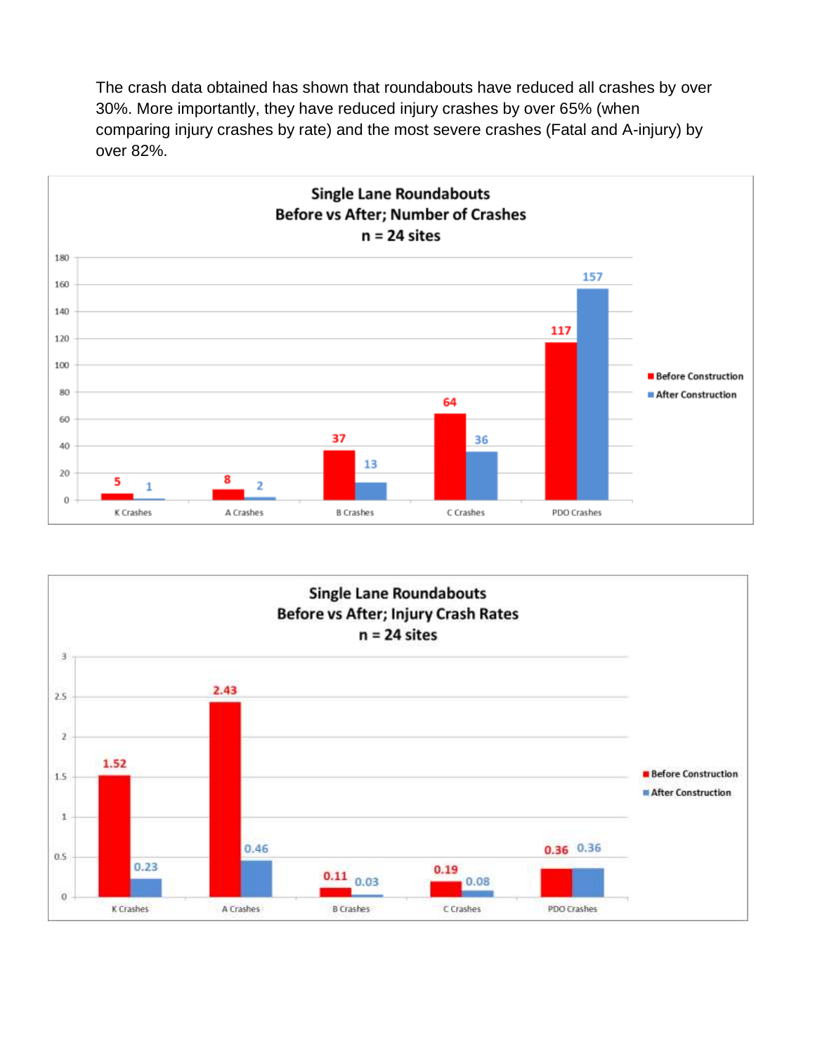The crash data obtained has shown that roundabouts have reduced all crashes by over 30%. More importantly, they have reduced injury crashes by over 65% (when comparing injury crashes by rate) and the most severe crashes (Fatal and A-injury) by over 82%.

Single Lane Roundabouts
Before vs After; Number of Crashes
n = 24 sites

180
160
140
120
100
80
60
40
20
0

K Crashes: 5, 1
A Crashes: 8, 2
B Crashes: 37, 13
C Crashes: 64, 36
PDO Crashes: 117, 157

Before Construction
After Construction

Single Lane Roundabouts
Before vs After; Injury Crash Rates
n = 24 sites

3
2.5
2
1.5
1
0.5
0

K Crashes: 1.52, 0.23
A Crashes: 2.43, 0.46
B Crashes: 0.11, 0.03
C Crashes: 0.19, 0.08
PDO Crashes: 0.36, 0.36

Before Construction
After Construction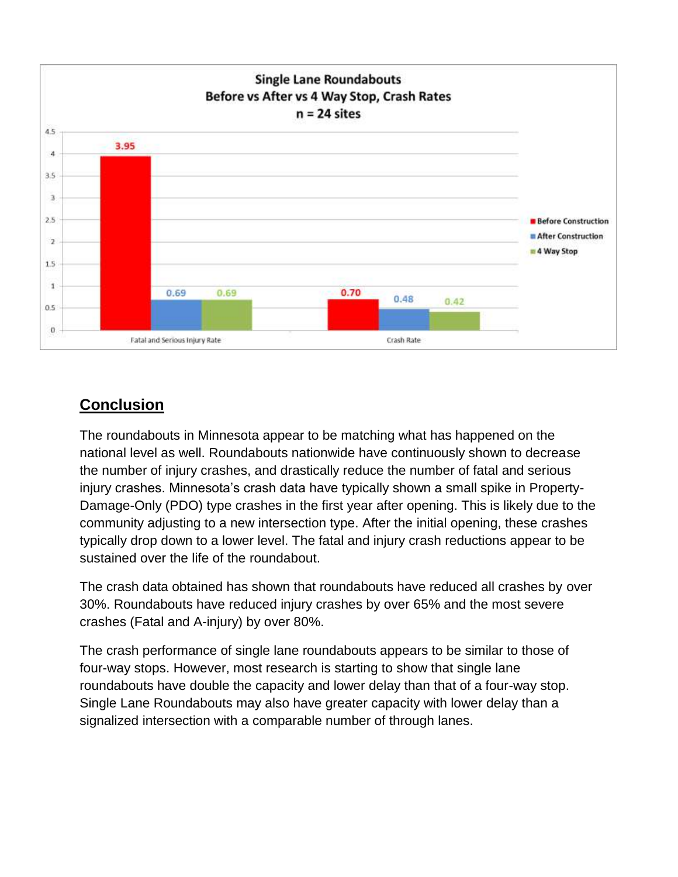Single Lane Roundabouts
Before vs After vs 4 Way Stop, Crash Rates
n = 24 sites

4.5
4
3.5
3
2.5
2
1.5
1
0.5
0

3.95
0.69
0.69
0.70
0.48
0.42

Fatal and Serious Injury Rate
Crash Rate

Before Construction
After Construction
4 Way Stop

## Conclusion

The roundabouts in Minnesota appear to be matching what has happened on the national level as well. Roundabouts nationwide have continuously shown to decrease the number of injury crashes, and drastically reduce the number of fatal and serious injury crashes. Minnesota's crash data have typically shown a small spike in Property-Damage-Only (PDO) type crashes in the first year after opening. This is likely due to the community adjusting to a new intersection type. After the initial opening, these crashes typically drop down to a lower level. The fatal and injury crash reductions appear to be sustained over the life of the roundabout.

The crash data obtained has shown that roundabouts have reduced all crashes by over 30%. Roundabouts have reduced injury crashes by over 65% and the most severe crashes (Fatal and A-injury) by over 80%.

The crash performance of single lane roundabouts appears to be similar to those of four-way stops. However, most research is starting to show that single lane roundabouts have double the capacity and lower delay than that of a four-way stop. Single Lane Roundabouts may also have greater capacity with lower delay than a signalized intersection with a comparable number of through lanes.